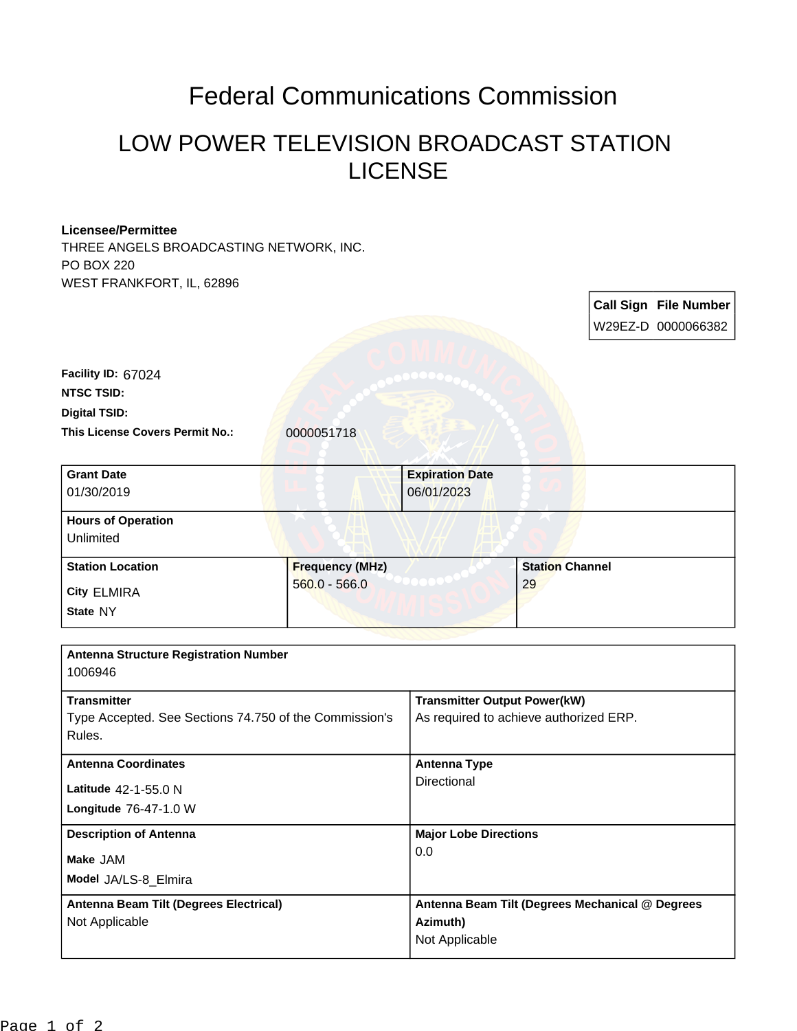# Federal Communications Commission

## LOW POWER TELEVISION BROADCAST STATION LICENSE

**Licensee/Permittee**
THREE ANGELS BROADCASTING NETWORK, INC.
PO BOX 220
WEST FRANKFORT, IL, 62896

| Call Sign | File Number |
|---|---|
| W29EZ-D | 0000066382 |

**Facility ID:** 67024

**NTSC TSID:**

**Digital TSID:**

**This License Covers Permit No.:** 0000051718

| Grant Date | Expiration Date |
|---|---|
| 01/30/2019 | 06/01/2023 |

| Hours of Operation |
|---|
| Unlimited |

| Station Location | Frequency (MHz) | Station Channel |
|---|---|---|
| City ELMIRA<br>State NY | 560.0 - 566.0 | 29 |

| Antenna Structure Registration Number | |
|---|---|
| 1006946 | |
| **Transmitter** | **Transmitter Output Power(kW)** |
| Type Accepted. See Sections 74.750 of the Commission's Rules. | As required to achieve authorized ERP. |
| **Antenna Coordinates** | **Antenna Type** |
| Latitude 42-1-55.0 N<br>Longitude 76-47-1.0 W | Directional |
| **Description of Antenna** | **Major Lobe Directions** |
| Make JAM<br>Model JA/LS-8_Elmira | 0.0 |
| **Antenna Beam Tilt (Degrees Electrical)** | **Antenna Beam Tilt (Degrees Mechanical @ Degrees Azimuth)** |
| Not Applicable | Not Applicable |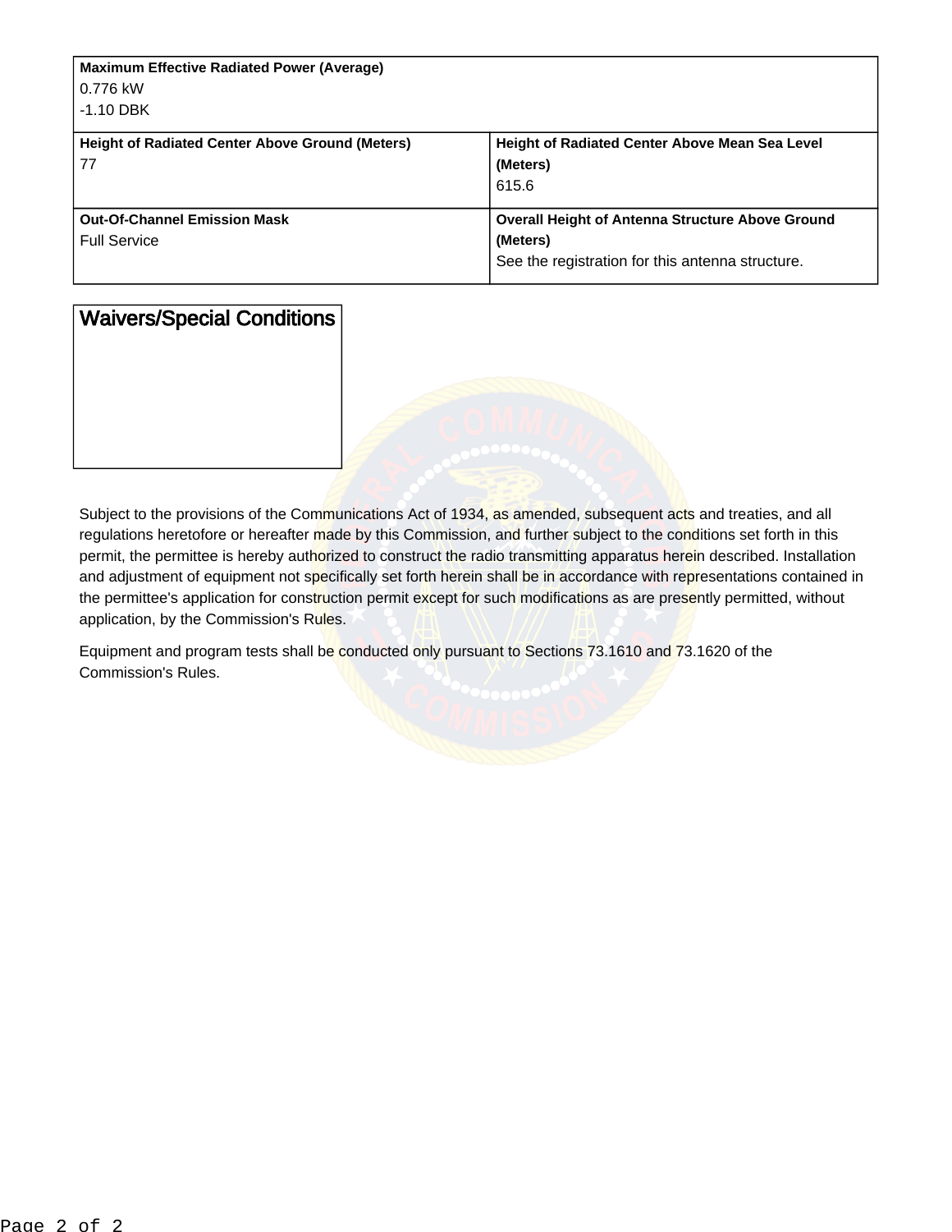| | |
|---|---|
| **Maximum Effective Radiated Power (Average)**<br>0.776 kW<br>-1.10 DBK | |
| **Height of Radiated Center Above Ground (Meters)**<br>77 | **Height of Radiated Center Above Mean Sea Level (Meters)**<br>615.6 |
| **Out-Of-Channel Emission Mask**<br>Full Service | **Overall Height of Antenna Structure Above Ground (Meters)**<br>See the registration for this antenna structure. |

## Waivers/Special Conditions

Subject to the provisions of the Communications Act of 1934, as amended, subsequent acts and treaties, and all regulations heretofore or hereafter made by this Commission, and further subject to the conditions set forth in this permit, the permittee is hereby authorized to construct the radio transmitting apparatus herein described. Installation and adjustment of equipment not specifically set forth herein shall be in accordance with representations contained in the permittee's application for construction permit except for such modifications as are presently permitted, without application, by the Commission's Rules.

Equipment and program tests shall be conducted only pursuant to Sections 73.1610 and 73.1620 of the Commission's Rules.